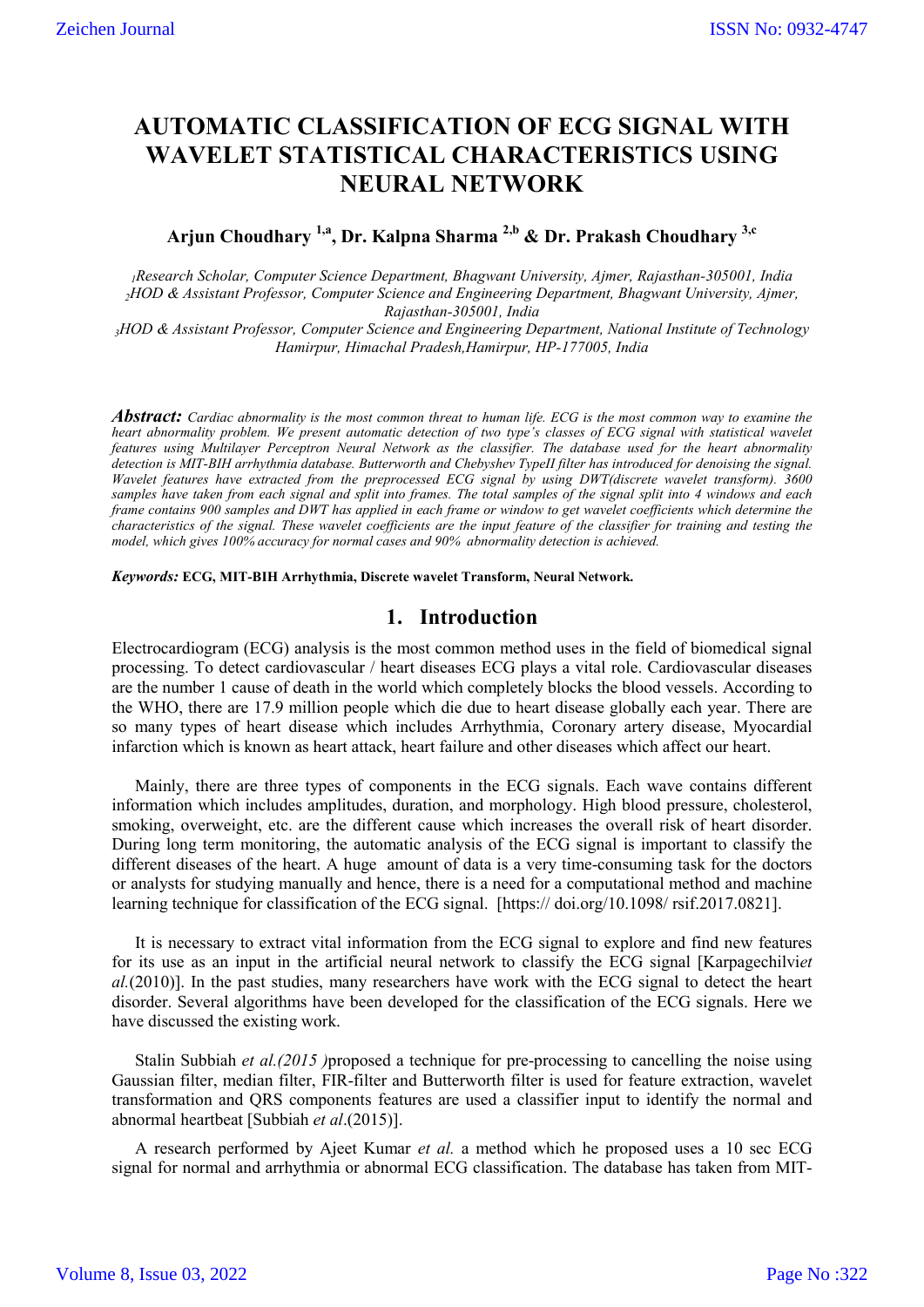# AUTOMATIC CLASSIFICATION OF ECG SIGNAL WITH WAVELET STATISTICAL CHARACTERISTICS USING NEURAL NETWORK

**Arjun Choudhary [1,a], Dr. Kalpna Sharma [2,b] & Dr. Prakash Choudhary [3,c]**

*[1]Research Scholar, Computer Science Department, Bhagwant University, Ajmer, Rajasthan-305001, India*
*[2]HOD & Assistant Professor, Computer Science and Engineering Department, Bhagwant University, Ajmer, Rajasthan-305001, India*
*[3]HOD & Assistant Professor, Computer Science and Engineering Department, National Institute of Technology Hamirpur, Himachal Pradesh,Hamirpur, HP-177005, India*

***Abstract:*** *Cardiac abnormality is the most common threat to human life. ECG is the most common way to examine the heart abnormality problem. We present automatic detection of two type's classes of ECG signal with statistical wavelet features using Multilayer Perceptron Neural Network as the classifier. The database used for the heart abnormality detection is MIT-BIH arrhythmia database. Butterworth and Chebyshev TypeII filter has introduced for denoising the signal. Wavelet features have extracted from the preprocessed ECG signal by using DWT(discrete wavelet transform). 3600 samples have taken from each signal and split into frames. The total samples of the signal split into 4 windows and each frame contains 900 samples and DWT has applied in each frame or window to get wavelet coefficients which determine the characteristics of the signal. These wavelet coefficients are the input feature of the classifier for training and testing the model, which gives 100% accuracy for normal cases and 90% abnormality detection is achieved.*

***Keywords:*** **ECG, MIT-BIH Arrhythmia, Discrete wavelet Transform, Neural Network.**

## 1. Introduction

Electrocardiogram (ECG) analysis is the most common method uses in the field of biomedical signal processing. To detect cardiovascular / heart diseases ECG plays a vital role. Cardiovascular diseases are the number 1 cause of death in the world which completely blocks the blood vessels. According to the WHO, there are 17.9 million people which die due to heart disease globally each year. There are so many types of heart disease which includes Arrhythmia, Coronary artery disease, Myocardial infarction which is known as heart attack, heart failure and other diseases which affect our heart.

Mainly, there are three types of components in the ECG signals. Each wave contains different information which includes amplitudes, duration, and morphology. High blood pressure, cholesterol, smoking, overweight, etc. are the different cause which increases the overall risk of heart disorder. During long term monitoring, the automatic analysis of the ECG signal is important to classify the different diseases of the heart. A huge amount of data is a very time-consuming task for the doctors or analysts for studying manually and hence, there is a need for a computational method and machine learning technique for classification of the ECG signal. [https:// doi.org/10.1098/ rsif.2017.0821].

It is necessary to extract vital information from the ECG signal to explore and find new features for its use as an input in the artificial neural network to classify the ECG signal [Karpagechilvi*et al.*(2010)]. In the past studies, many researchers have work with the ECG signal to detect the heart disorder. Several algorithms have been developed for the classification of the ECG signals. Here we have discussed the existing work.

Stalin Subbiah *et al.(2015 )*proposed a technique for pre-processing to cancelling the noise using Gaussian filter, median filter, FIR-filter and Butterworth filter is used for feature extraction, wavelet transformation and QRS components features are used a classifier input to identify the normal and abnormal heartbeat [Subbiah *et al*.(2015)].

A research performed by Ajeet Kumar *et al.* a method which he proposed uses a 10 sec ECG signal for normal and arrhythmia or abnormal ECG classification. The database has taken from MIT-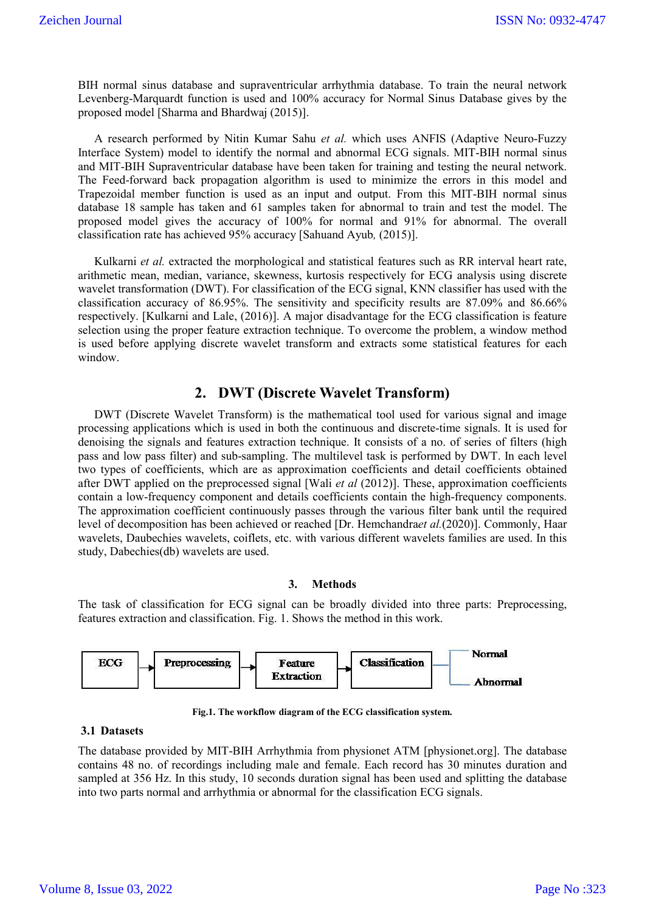BIH normal sinus database and supraventricular arrhythmia database. To train the neural network Levenberg-Marquardt function is used and 100% accuracy for Normal Sinus Database gives by the proposed model [Sharma and Bhardwaj (2015)].

A research performed by Nitin Kumar Sahu *et al.* which uses ANFIS (Adaptive Neuro-Fuzzy Interface System) model to identify the normal and abnormal ECG signals. MIT-BIH normal sinus and MIT-BIH Supraventricular database have been taken for training and testing the neural network. The Feed-forward back propagation algorithm is used to minimize the errors in this model and Trapezoidal member function is used as an input and output. From this MIT-BIH normal sinus database 18 sample has taken and 61 samples taken for abnormal to train and test the model. The proposed model gives the accuracy of 100% for normal and 91% for abnormal. The overall classification rate has achieved 95% accuracy [Sahuand Ayub, (2015)].

Kulkarni *et al.* extracted the morphological and statistical features such as RR interval heart rate, arithmetic mean, median, variance, skewness, kurtosis respectively for ECG analysis using discrete wavelet transformation (DWT). For classification of the ECG signal, KNN classifier has used with the classification accuracy of 86.95%. The sensitivity and specificity results are 87.09% and 86.66% respectively. [Kulkarni and Lale, (2016)]. A major disadvantage for the ECG classification is feature selection using the proper feature extraction technique. To overcome the problem, a window method is used before applying discrete wavelet transform and extracts some statistical features for each window.

## 2. DWT (Discrete Wavelet Transform)

DWT (Discrete Wavelet Transform) is the mathematical tool used for various signal and image processing applications which is used in both the continuous and discrete-time signals. It is used for denoising the signals and features extraction technique. It consists of a no. of series of filters (high pass and low pass filter) and sub-sampling. The multilevel task is performed by DWT. In each level two types of coefficients, which are as approximation coefficients and detail coefficients obtained after DWT applied on the preprocessed signal [Wali *et al* (2012)]. These, approximation coefficients contain a low-frequency component and details coefficients contain the high-frequency components. The approximation coefficient continuously passes through the various filter bank until the required level of decomposition has been achieved or reached [Dr. Hemchandra*et al.*(2020)]. Commonly, Haar wavelets, Daubechies wavelets, coiflets, etc. with various different wavelets families are used. In this study, Dabechies(db) wavelets are used.

## 3. Methods

The task of classification for ECG signal can be broadly divided into three parts: Preprocessing, features extraction and classification. Fig. 1. Shows the method in this work.

ECG → Preprocessing → Feature Extraction → Classification → Normal / Abnormal

**Fig.1. The workflow diagram of the ECG classification system.**

### 3.1 Datasets

The database provided by MIT-BIH Arrhythmia from physionet ATM [physionet.org]. The database contains 48 no. of recordings including male and female. Each record has 30 minutes duration and sampled at 356 Hz. In this study, 10 seconds duration signal has been used and splitting the database into two parts normal and arrhythmia or abnormal for the classification ECG signals.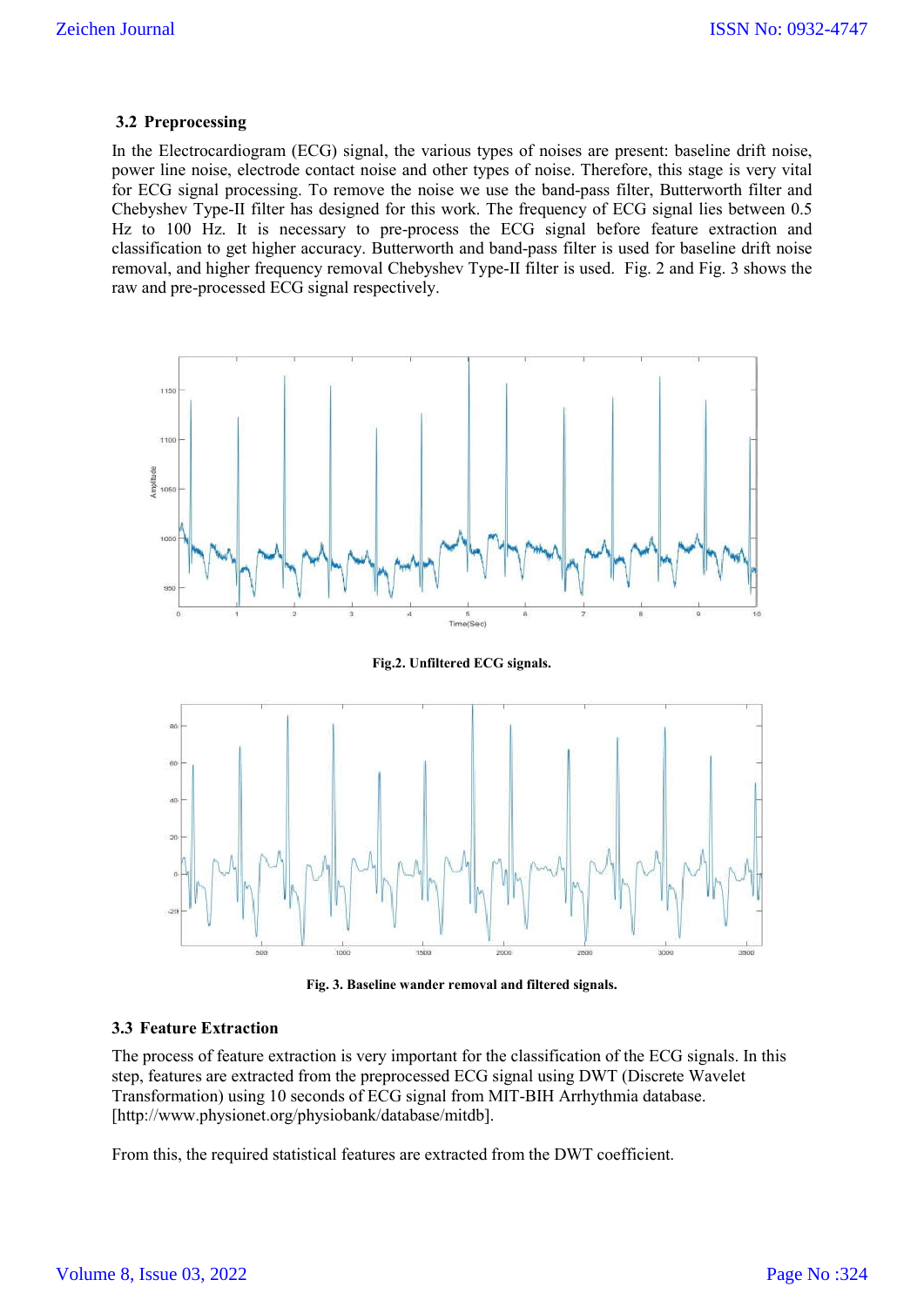### 3.2 Preprocessing

In the Electrocardiogram (ECG) signal, the various types of noises are present: baseline drift noise, power line noise, electrode contact noise and other types of noise. Therefore, this stage is very vital for ECG signal processing. To remove the noise we use the band-pass filter, Butterworth filter and Chebyshev Type-II filter has designed for this work. The frequency of ECG signal lies between 0.5 Hz to 100 Hz. It is necessary to pre-process the ECG signal before feature extraction and classification to get higher accuracy. Butterworth and band-pass filter is used for baseline drift noise removal, and higher frequency removal Chebyshev Type-II filter is used. Fig. 2 and Fig. 3 shows the raw and pre-processed ECG signal respectively.

**Fig.2. Unfiltered ECG signals.**

**Fig. 3. Baseline wander removal and filtered signals.**

### 3.3 Feature Extraction

The process of feature extraction is very important for the classification of the ECG signals. In this step, features are extracted from the preprocessed ECG signal using DWT (Discrete Wavelet Transformation) using 10 seconds of ECG signal from MIT-BIH Arrhythmia database. [http://www.physionet.org/physiobank/database/mitdb].

From this, the required statistical features are extracted from the DWT coefficient.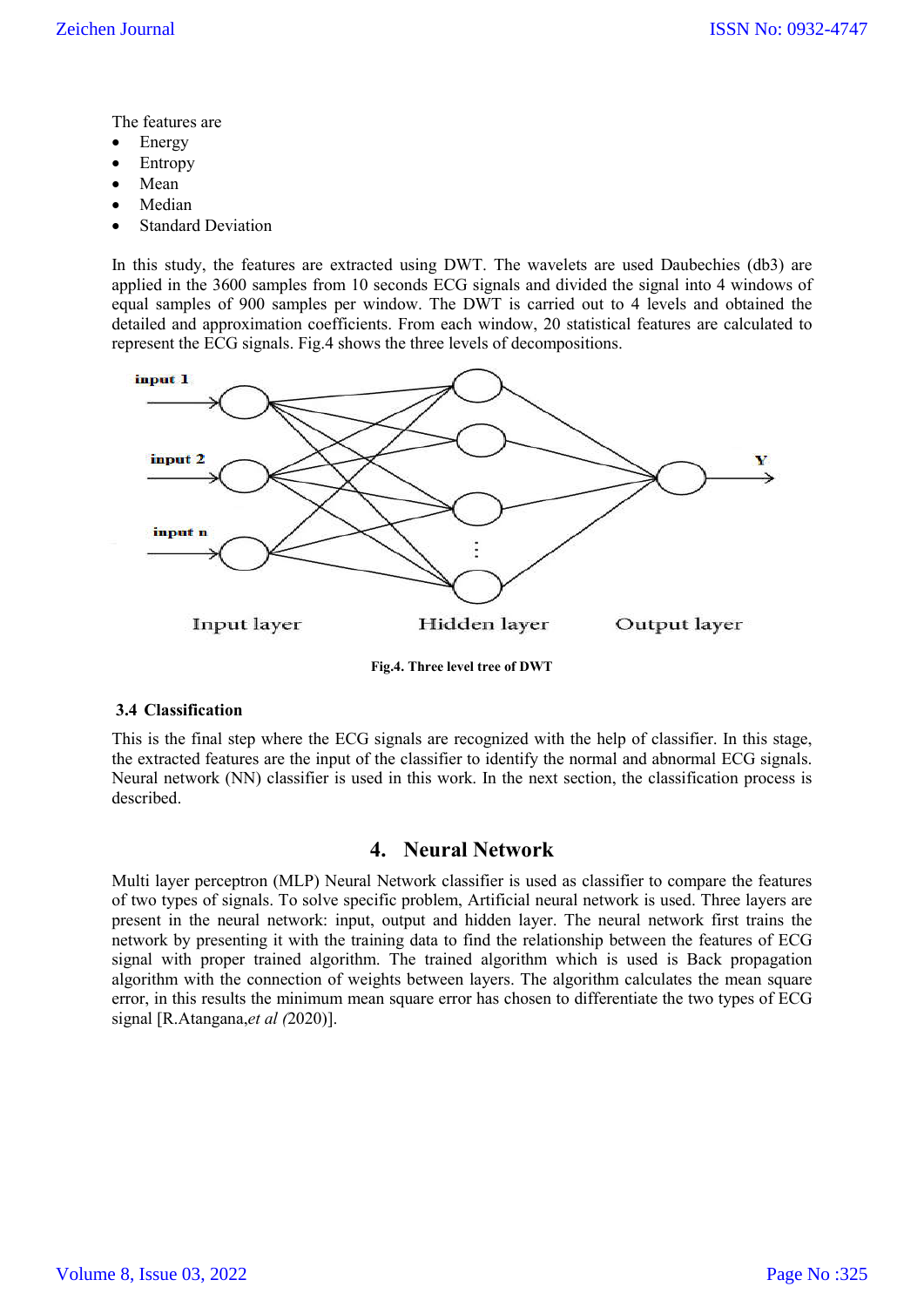The features are

- Energy
- Entropy
- Mean
- Median
- Standard Deviation

In this study, the features are extracted using DWT. The wavelets are used Daubechies (db3) are applied in the 3600 samples from 10 seconds ECG signals and divided the signal into 4 windows of equal samples of 900 samples per window. The DWT is carried out to 4 levels and obtained the detailed and approximation coefficients. From each window, 20 statistical features are calculated to represent the ECG signals. Fig.4 shows the three levels of decompositions.

**Fig.4. Three level tree of DWT**

### 3.4 Classification

This is the final step where the ECG signals are recognized with the help of classifier. In this stage, the extracted features are the input of the classifier to identify the normal and abnormal ECG signals. Neural network (NN) classifier is used in this work. In the next section, the classification process is described.

## 4. Neural Network

Multi layer perceptron (MLP) Neural Network classifier is used as classifier to compare the features of two types of signals. To solve specific problem, Artificial neural network is used. Three layers are present in the neural network: input, output and hidden layer. The neural network first trains the network by presenting it with the training data to find the relationship between the features of ECG signal with proper trained algorithm. The trained algorithm which is used is Back propagation algorithm with the connection of weights between layers. The algorithm calculates the mean square error, in this results the minimum mean square error has chosen to differentiate the two types of ECG signal [R.Atangana,*et al (*2020)].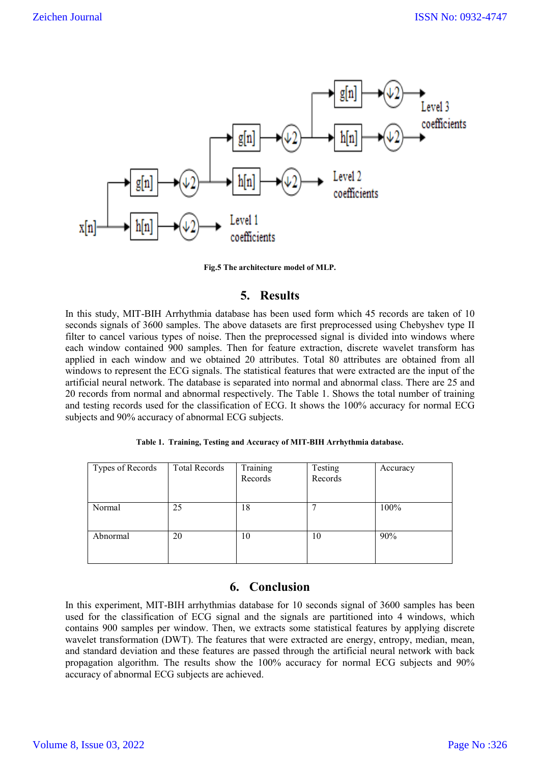Fig.5 The architecture model of MLP.

## 5. Results

In this study, MIT-BIH Arrhythmia database has been used form which 45 records are taken of 10 seconds signals of 3600 samples. The above datasets are first preprocessed using Chebyshev type II filter to cancel various types of noise. Then the preprocessed signal is divided into windows where each window contained 900 samples. Then for feature extraction, discrete wavelet transform has applied in each window and we obtained 20 attributes. Total 80 attributes are obtained from all windows to represent the ECG signals. The statistical features that were extracted are the input of the artificial neural network. The database is separated into normal and abnormal class. There are 25 and 20 records from normal and abnormal respectively. The Table 1. Shows the total number of training and testing records used for the classification of ECG. It shows the 100% accuracy for normal ECG subjects and 90% accuracy of abnormal ECG subjects.

**Table 1. Training, Testing and Accuracy of MIT-BIH Arrhythmia database.**

| Types of Records | Total Records | Training Records | Testing Records | Accuracy |
|---|---|---|---|---|
| Normal | 25 | 18 | 7 | 100% |
| Abnormal | 20 | 10 | 10 | 90% |

## 6. Conclusion

In this experiment, MIT-BIH arrhythmias database for 10 seconds signal of 3600 samples has been used for the classification of ECG signal and the signals are partitioned into 4 windows, which contains 900 samples per window. Then, we extracts some statistical features by applying discrete wavelet transformation (DWT). The features that were extracted are energy, entropy, median, mean, and standard deviation and these features are passed through the artificial neural network with back propagation algorithm. The results show the 100% accuracy for normal ECG subjects and 90% accuracy of abnormal ECG subjects are achieved.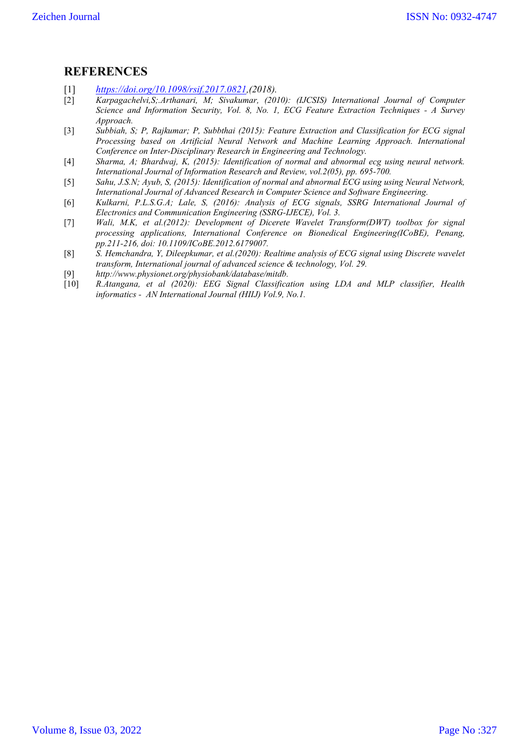## REFERENCES

[1] *https://doi.org/10.1098/rsif.2017.0821,(2018).*

[2] *Karpagachelvi,S;.Arthanari, M; Sivakumar, (2010): (IJCSIS) International Journal of Computer Science and Information Security, Vol. 8, No. 1, ECG Feature Extraction Techniques - A Survey Approach.*

[3] *Subbiah, S; P, Rajkumar; P, Subbthai (2015): Feature Extraction and Classification for ECG signal Processing based on Artificial Neural Network and Machine Learning Approach. International Conference on Inter-Disciplinary Research in Engineering and Technology.*

[4] *Sharma, A; Bhardwaj, K, (2015): Identification of normal and abnormal ecg using neural network. International Journal of Information Research and Review, vol.2(05), pp. 695-700.*

[5] *Sahu, J.S.N; Ayub, S, (2015): Identification of normal and abnormal ECG using using Neural Network, International Journal of Advanced Research in Computer Science and Software Engineering.*

[6] *Kulkarni, P.L.S.G.A; Lale, S, (2016): Analysis of ECG signals, SSRG International Journal of Electronics and Communication Engineering (SSRG-IJECE), Vol. 3.*

[7] *Wali, M.K, et al.(2012): Development of Dicerete Wavelet Transform(DWT) toolbox for signal processing applications, International Conference on Bionedical Engineering(ICoBE), Penang, pp.211-216, doi: 10.1109/ICoBE.2012.6179007.*

[8] *S. Hemchandra, Y, Dileepkumar, et al.(2020): Realtime analysis of ECG signal using Discrete wavelet transform, International journal of advanced science & technology, Vol. 29.*

[9] *http://www.physionet.org/physiobank/database/mitdb.*

[10] *R.Atangana, et al (2020): EEG Signal Classification using LDA and MLP classifier, Health informatics - AN International Journal (HIIJ) Vol.9, No.1.*